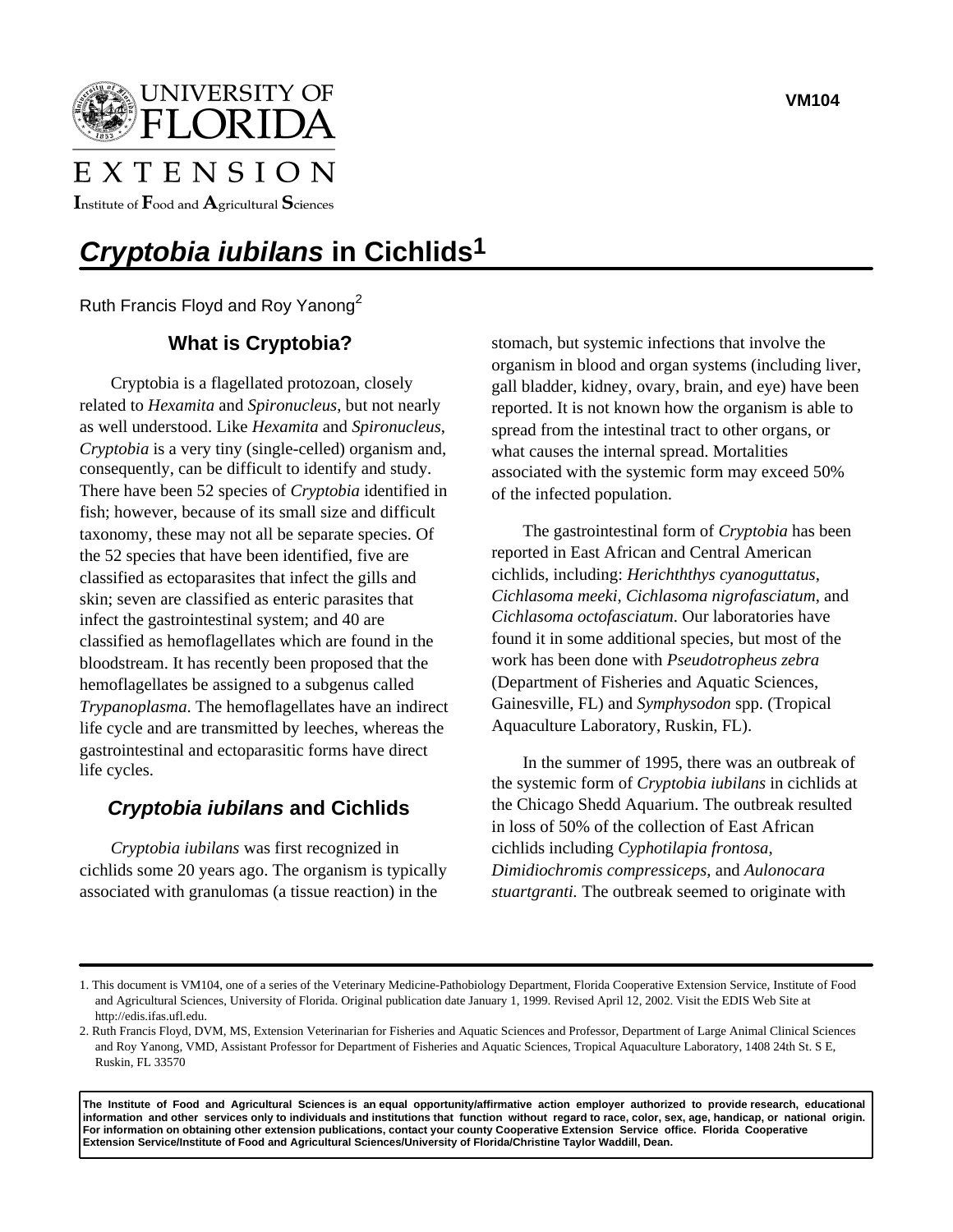VM104

# *Cryptobia iubilans* in Cichlids[1]

Ruth Francis Floyd and Roy Yanong[2]

## What is Cryptobia?

Cryptobia is a flagellated protozoan, closely related to *Hexamita* and *Spironucleus*, but not nearly as well understood. Like *Hexamita* and *Spironucleus*, *Cryptobia* is a very tiny (single-celled) organism and, consequently, can be difficult to identify and study. There have been 52 species of *Cryptobia* identified in fish; however, because of its small size and difficult taxonomy, these may not all be separate species. Of the 52 species that have been identified, five are classified as ectoparasites that infect the gills and skin; seven are classified as enteric parasites that infect the gastrointestinal system; and 40 are classified as hemoflagellates which are found in the bloodstream. It has recently been proposed that the hemoflagellates be assigned to a subgenus called *Trypanoplasma*. The hemoflagellates have an indirect life cycle and are transmitted by leeches, whereas the gastrointestinal and ectoparasitic forms have direct life cycles.

## *Cryptobia iubilans* and Cichlids

*Cryptobia iubilans* was first recognized in cichlids some 20 years ago. The organism is typically associated with granulomas (a tissue reaction) in the stomach, but systemic infections that involve the organism in blood and organ systems (including liver, gall bladder, kidney, ovary, brain, and eye) have been reported. It is not known how the organism is able to spread from the intestinal tract to other organs, or what causes the internal spread. Mortalities associated with the systemic form may exceed 50% of the infected population.

The gastrointestinal form of *Cryptobia* has been reported in East African and Central American cichlids, including: *Herichththys cyanoguttatus*, *Cichlasoma meeki*, *Cichlasoma nigrofasciatum*, and *Cichlasoma octofasciatum*. Our laboratories have found it in some additional species, but most of the work has been done with *Pseudotropheus zebra* (Department of Fisheries and Aquatic Sciences, Gainesville, FL) and *Symphysodon* spp. (Tropical Aquaculture Laboratory, Ruskin, FL).

In the summer of 1995, there was an outbreak of the systemic form of *Cryptobia iubilans* in cichlids at the Chicago Shedd Aquarium. The outbreak resulted in loss of 50% of the collection of East African cichlids including *Cyphotilapia frontosa*, *Dimidiochromis compressiceps*, and *Aulonocara stuartgranti.* The outbreak seemed to originate with

---

1. This document is VM104, one of a series of the Veterinary Medicine-Pathobiology Department, Florida Cooperative Extension Service, Institute of Food and Agricultural Sciences, University of Florida. Original publication date January 1, 1999. Revised April 12, 2002. Visit the EDIS Web Site at http://edis.ifas.ufl.edu.
2. Ruth Francis Floyd, DVM, MS, Extension Veterinarian for Fisheries and Aquatic Sciences and Professor, Department of Large Animal Clinical Sciences and Roy Yanong, VMD, Assistant Professor for Department of Fisheries and Aquatic Sciences, Tropical Aquaculture Laboratory, 1408 24th St. S E, Ruskin, FL 33570

**The Institute of Food and Agricultural Sciences is an equal opportunity/affirmative action employer authorized to provide research, educational information and other services only to individuals and institutions that function without regard to race, color, sex, age, handicap, or national origin. For information on obtaining other extension publications, contact your county Cooperative Extension Service office. Florida Cooperative Extension Service/Institute of Food and Agricultural Sciences/University of Florida/Christine Taylor Waddill, Dean.**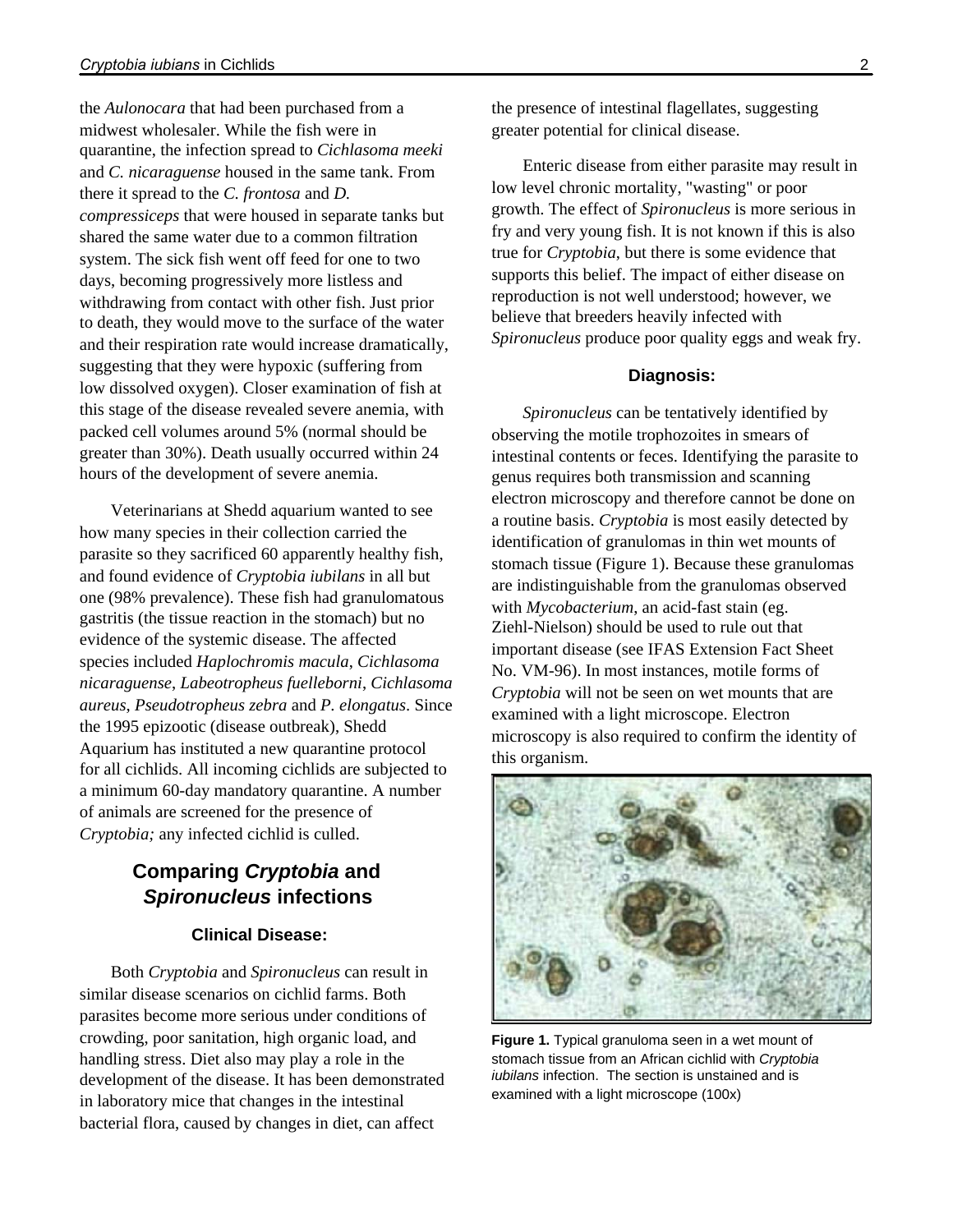the *Aulonocara* that had been purchased from a midwest wholesaler. While the fish were in quarantine, the infection spread to *Cichlasoma meeki* and *C. nicaraguense* housed in the same tank. From there it spread to the *C. frontosa* and *D. compressiceps* that were housed in separate tanks but shared the same water due to a common filtration system. The sick fish went off feed for one to two days, becoming progressively more listless and withdrawing from contact with other fish. Just prior to death, they would move to the surface of the water and their respiration rate would increase dramatically, suggesting that they were hypoxic (suffering from low dissolved oxygen). Closer examination of fish at this stage of the disease revealed severe anemia, with packed cell volumes around 5% (normal should be greater than 30%). Death usually occurred within 24 hours of the development of severe anemia.

Veterinarians at Shedd aquarium wanted to see how many species in their collection carried the parasite so they sacrificed 60 apparently healthy fish, and found evidence of *Cryptobia iubilans* in all but one (98% prevalence). These fish had granulomatous gastritis (the tissue reaction in the stomach) but no evidence of the systemic disease. The affected species included *Haplochromis macula*, *Cichlasoma nicaraguense*, *Labeotropheus fuelleborni*, *Cichlasoma aureus*, *Pseudotropheus zebra* and *P. elongatus*. Since the 1995 epizootic (disease outbreak), Shedd Aquarium has instituted a new quarantine protocol for all cichlids. All incoming cichlids are subjected to a minimum 60-day mandatory quarantine. A number of animals are screened for the presence of *Cryptobia;* any infected cichlid is culled.

## Comparing *Cryptobia* and *Spironucleus* infections

### Clinical Disease:

Both *Cryptobia* and *Spironucleus* can result in similar disease scenarios on cichlid farms. Both parasites become more serious under conditions of crowding, poor sanitation, high organic load, and handling stress. Diet also may play a role in the development of the disease. It has been demonstrated in laboratory mice that changes in the intestinal bacterial flora, caused by changes in diet, can affect the presence of intestinal flagellates, suggesting greater potential for clinical disease.

Enteric disease from either parasite may result in low level chronic mortality, "wasting" or poor growth. The effect of *Spironucleus* is more serious in fry and very young fish. It is not known if this is also true for *Cryptobia*, but there is some evidence that supports this belief. The impact of either disease on reproduction is not well understood; however, we believe that breeders heavily infected with *Spironucleus* produce poor quality eggs and weak fry.

### Diagnosis:

*Spironucleus* can be tentatively identified by observing the motile trophozoites in smears of intestinal contents or feces. Identifying the parasite to genus requires both transmission and scanning electron microscopy and therefore cannot be done on a routine basis. *Cryptobia* is most easily detected by identification of granulomas in thin wet mounts of stomach tissue (Figure 1). Because these granulomas are indistinguishable from the granulomas observed with *Mycobacterium*, an acid-fast stain (eg. Ziehl-Nielson) should be used to rule out that important disease (see IFAS Extension Fact Sheet No. VM-96). In most instances, motile forms of *Cryptobia* will not be seen on wet mounts that are examined with a light microscope. Electron microscopy is also required to confirm the identity of this organism.

**Figure 1.** Typical granuloma seen in a wet mount of stomach tissue from an African cichlid with *Cryptobia iubilans* infection. The section is unstained and is examined with a light microscope (100x)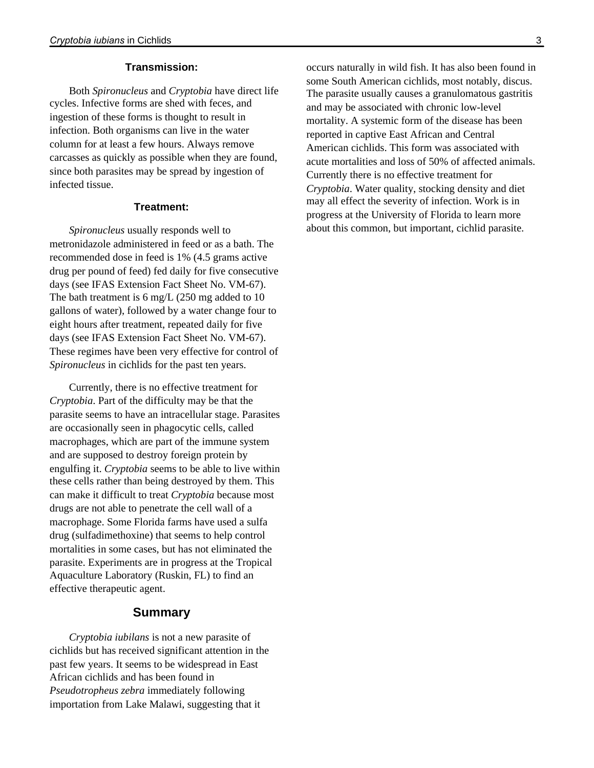### Transmission:

Both *Spironucleus* and *Cryptobia* have direct life cycles. Infective forms are shed with feces, and ingestion of these forms is thought to result in infection. Both organisms can live in the water column for at least a few hours. Always remove carcasses as quickly as possible when they are found, since both parasites may be spread by ingestion of infected tissue.

### Treatment:

*Spironucleus* usually responds well to metronidazole administered in feed or as a bath. The recommended dose in feed is 1% (4.5 grams active drug per pound of feed) fed daily for five consecutive days (see IFAS Extension Fact Sheet No. VM-67). The bath treatment is 6 mg/L (250 mg added to 10 gallons of water), followed by a water change four to eight hours after treatment, repeated daily for five days (see IFAS Extension Fact Sheet No. VM-67). These regimes have been very effective for control of *Spironucleus* in cichlids for the past ten years.

Currently, there is no effective treatment for *Cryptobia*. Part of the difficulty may be that the parasite seems to have an intracellular stage. Parasites are occasionally seen in phagocytic cells, called macrophages, which are part of the immune system and are supposed to destroy foreign protein by engulfing it. *Cryptobia* seems to be able to live within these cells rather than being destroyed by them. This can make it difficult to treat *Cryptobia* because most drugs are not able to penetrate the cell wall of a macrophage. Some Florida farms have used a sulfa drug (sulfadimethoxine) that seems to help control mortalities in some cases, but has not eliminated the parasite. Experiments are in progress at the Tropical Aquaculture Laboratory (Ruskin, FL) to find an effective therapeutic agent.

## Summary

*Cryptobia iubilans* is not a new parasite of cichlids but has received significant attention in the past few years. It seems to be widespread in East African cichlids and has been found in *Pseudotropheus zebra* immediately following importation from Lake Malawi, suggesting that it occurs naturally in wild fish. It has also been found in some South American cichlids, most notably, discus. The parasite usually causes a granulomatous gastritis and may be associated with chronic low-level mortality. A systemic form of the disease has been reported in captive East African and Central American cichlids. This form was associated with acute mortalities and loss of 50% of affected animals. Currently there is no effective treatment for *Cryptobia*. Water quality, stocking density and diet may all effect the severity of infection. Work is in progress at the University of Florida to learn more about this common, but important, cichlid parasite.